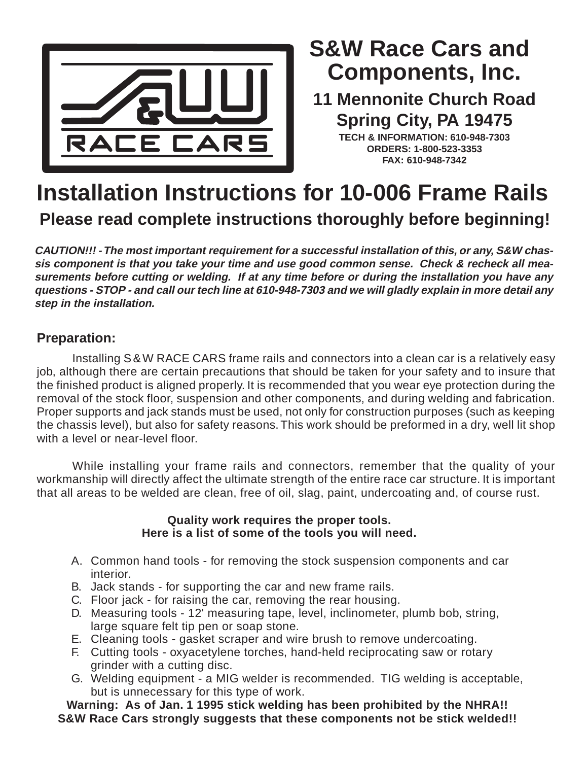# S&W Race Cars and Components, Inc.

**11 Mennonite Church Road**
**Spring City, PA 19475**

**TECH & INFORMATION: 610-948-7303**
**ORDERS: 1-800-523-3353**
**FAX: 610-948-7342**

# Installation Instructions for 10-006 Frame Rails

## Please read complete instructions thoroughly before beginning!

***CAUTION!!! - The most important requirement for a successful installation of this, or any, S&W chassis component is that you take your time and use good common sense. Check & recheck all measurements before cutting or welding. If at any time before or during the installation you have any questions - STOP - and call our tech line at 610-948-7303 and we will gladly explain in more detail any step in the installation.***

### Preparation:

Installing S&W RACE CARS frame rails and connectors into a clean car is a relatively easy job, although there are certain precautions that should be taken for your safety and to insure that the finished product is aligned properly. It is recommended that you wear eye protection during the removal of the stock floor, suspension and other components, and during welding and fabrication. Proper supports and jack stands must be used, not only for construction purposes (such as keeping the chassis level), but also for safety reasons. This work should be preformed in a dry, well lit shop with a level or near-level floor.

While installing your frame rails and connectors, remember that the quality of your workmanship will directly affect the ultimate strength of the entire race car structure. It is important that all areas to be welded are clean, free of oil, slag, paint, undercoating and, of course rust.

**Quality work requires the proper tools.**
**Here is a list of some of the tools you will need.**

A. Common hand tools - for removing the stock suspension components and car interior.
B. Jack stands - for supporting the car and new frame rails.
C. Floor jack - for raising the car, removing the rear housing.
D. Measuring tools - 12' measuring tape, level, inclinometer, plumb bob, string, large square felt tip pen or soap stone.
E. Cleaning tools - gasket scraper and wire brush to remove undercoating.
F. Cutting tools - oxyacetylene torches, hand-held reciprocating saw or rotary grinder with a cutting disc.
G. Welding equipment - a MIG welder is recommended. TIG welding is acceptable, but is unnecessary for this type of work.

**Warning: As of Jan. 1 1995 stick welding has been prohibited by the NHRA!!**
**S&W Race Cars strongly suggests that these components not be stick welded!!**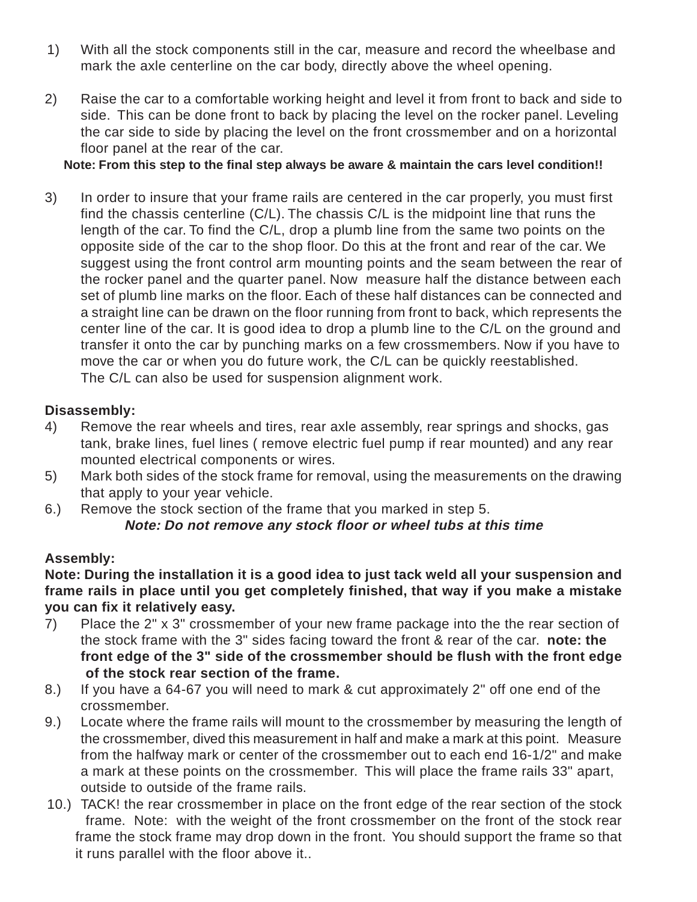1) With all the stock components still in the car, measure and record the wheelbase and mark the axle centerline on the car body, directly above the wheel opening.

2) Raise the car to a comfortable working height and level it from front to back and side to side. This can be done front to back by placing the level on the rocker panel. Leveling the car side to side by placing the level on the front crossmember and on a horizontal floor panel at the rear of the car.

**Note: From this step to the final step always be aware & maintain the cars level condition!!**

3) In order to insure that your frame rails are centered in the car properly, you must first find the chassis centerline (C/L). The chassis C/L is the midpoint line that runs the length of the car. To find the C/L, drop a plumb line from the same two points on the opposite side of the car to the shop floor. Do this at the front and rear of the car. We suggest using the front control arm mounting points and the seam between the rear of the rocker panel and the quarter panel. Now measure half the distance between each set of plumb line marks on the floor. Each of these half distances can be connected and a straight line can be drawn on the floor running from front to back, which represents the center line of the car. It is good idea to drop a plumb line to the C/L on the ground and transfer it onto the car by punching marks on a few crossmembers. Now if you have to move the car or when you do future work, the C/L can be quickly reestablished.
The C/L can also be used for suspension alignment work.

**Disassembly:**

4) Remove the rear wheels and tires, rear axle assembly, rear springs and shocks, gas tank, brake lines, fuel lines ( remove electric fuel pump if rear mounted) and any rear mounted electrical components or wires.

5) Mark both sides of the stock frame for removal, using the measurements on the drawing that apply to your year vehicle.

6.) Remove the stock section of the frame that you marked in step 5.

***Note: Do not remove any stock floor or wheel tubs at this time***

**Assembly:**

**Note: During the installation it is a good idea to just tack weld all your suspension and frame rails in place until you get completely finished, that way if you make a mistake you can fix it relatively easy.**

7) Place the 2" x 3" crossmember of your new frame package into the the rear section of the stock frame with the 3" sides facing toward the front & rear of the car. **note: the front edge of the 3" side of the crossmember should be flush with the front edge of the stock rear section of the frame.**

8.) If you have a 64-67 you will need to mark & cut approximately 2" off one end of the crossmember.

9.) Locate where the frame rails will mount to the crossmember by measuring the length of the crossmember, dived this measurement in half and make a mark at this point. Measure from the halfway mark or center of the crossmember out to each end 16-1/2" and make a mark at these points on the crossmember. This will place the frame rails 33" apart, outside to outside of the frame rails.

10.) TACK! the rear crossmember in place on the front edge of the rear section of the stock frame. Note: with the weight of the front crossmember on the front of the stock rear frame the stock frame may drop down in the front. You should support the frame so that it runs parallel with the floor above it..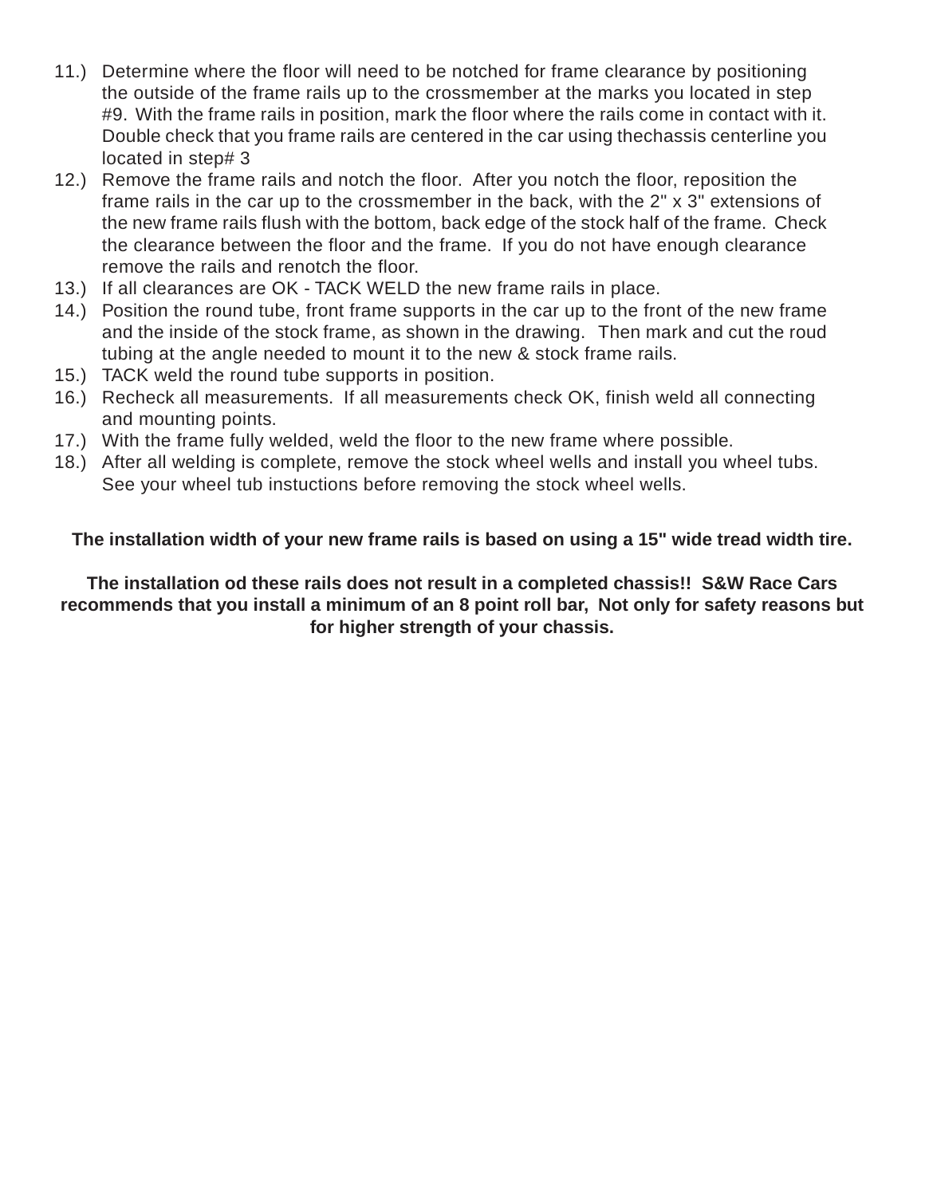11.) Determine where the floor will need to be notched for frame clearance by positioning the outside of the frame rails up to the crossmember at the marks you located in step #9. With the frame rails in position, mark the floor where the rails come in contact with it. Double check that you frame rails are centered in the car using thechassis centerline you located in step# 3

12.) Remove the frame rails and notch the floor. After you notch the floor, reposition the frame rails in the car up to the crossmember in the back, with the 2" x 3" extensions of the new frame rails flush with the bottom, back edge of the stock half of the frame. Check the clearance between the floor and the frame. If you do not have enough clearance remove the rails and renotch the floor.

13.) If all clearances are OK - TACK WELD the new frame rails in place.

14.) Position the round tube, front frame supports in the car up to the front of the new frame and the inside of the stock frame, as shown in the drawing. Then mark and cut the roud tubing at the angle needed to mount it to the new & stock frame rails.

15.) TACK weld the round tube supports in position.

16.) Recheck all measurements. If all measurements check OK, finish weld all connecting and mounting points.

17.) With the frame fully welded, weld the floor to the new frame where possible.

18.) After all welding is complete, remove the stock wheel wells and install you wheel tubs. See your wheel tub instuctions before removing the stock wheel wells.

**The installation width of your new frame rails is based on using a 15" wide tread width tire.**

**The installation od these rails does not result in a completed chassis!! S&W Race Cars recommends that you install a minimum of an 8 point roll bar, Not only for safety reasons but for higher strength of your chassis.**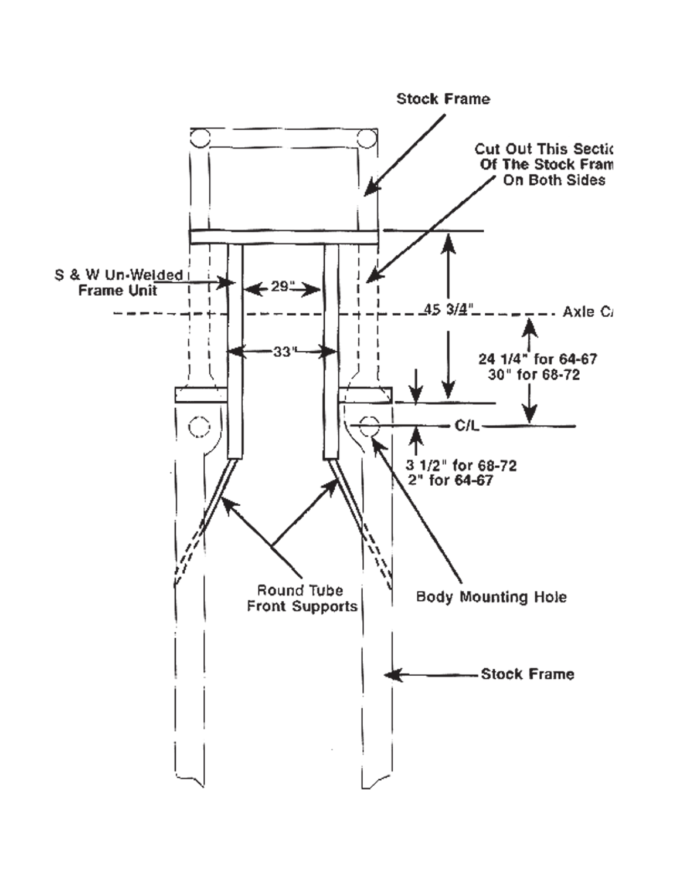Stock Frame

Cut Out This Sectic
Of The Stock Fram
On Both Sides

S & W Un-Welded
Frame Unit

29"

45 3/4"

Axle C/

33"

24 1/4" for 64-67
30" for 68-72

C/L

3 1/2" for 68-72
2" for 64-67

Round Tube
Front Supports

Body Mounting Hole

Stock Frame